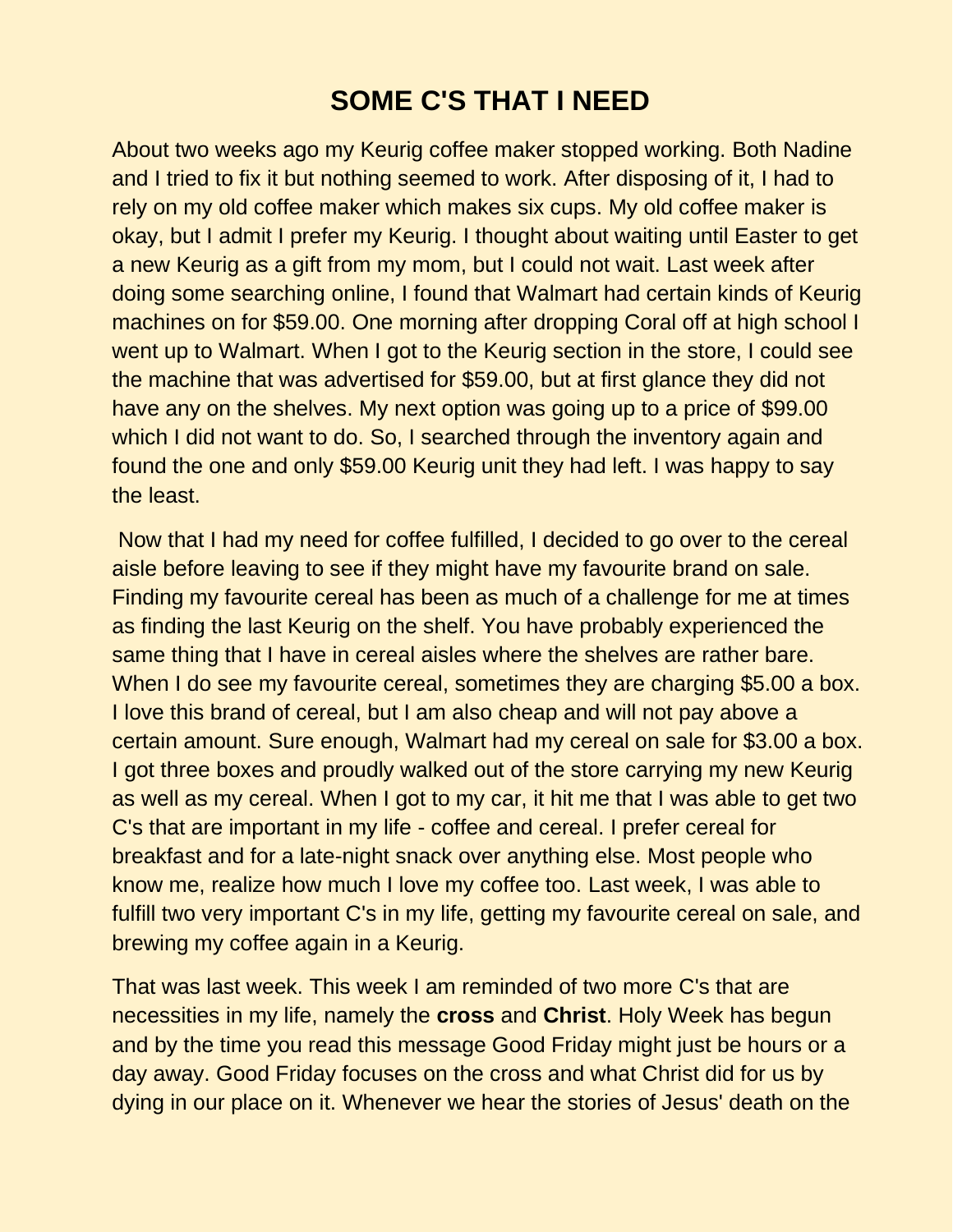# SOME C'S THAT I NEED

About two weeks ago my Keurig coffee maker stopped working. Both Nadine and I tried to fix it but nothing seemed to work. After disposing of it, I had to rely on my old coffee maker which makes six cups. My old coffee maker is okay, but I admit I prefer my Keurig. I thought about waiting until Easter to get a new Keurig as a gift from my mom, but I could not wait. Last week after doing some searching online, I found that Walmart had certain kinds of Keurig machines on for $59.00. One morning after dropping Coral off at high school I went up to Walmart. When I got to the Keurig section in the store, I could see the machine that was advertised for $59.00, but at first glance they did not have any on the shelves. My next option was going up to a price of $99.00 which I did not want to do. So, I searched through the inventory again and found the one and only $59.00 Keurig unit they had left. I was happy to say the least.

Now that I had my need for coffee fulfilled, I decided to go over to the cereal aisle before leaving to see if they might have my favourite brand on sale. Finding my favourite cereal has been as much of a challenge for me at times as finding the last Keurig on the shelf. You have probably experienced the same thing that I have in cereal aisles where the shelves are rather bare. When I do see my favourite cereal, sometimes they are charging $5.00 a box. I love this brand of cereal, but I am also cheap and will not pay above a certain amount. Sure enough, Walmart had my cereal on sale for $3.00 a box. I got three boxes and proudly walked out of the store carrying my new Keurig as well as my cereal. When I got to my car, it hit me that I was able to get two C's that are important in my life - coffee and cereal. I prefer cereal for breakfast and for a late-night snack over anything else. Most people who know me, realize how much I love my coffee too. Last week, I was able to fulfill two very important C's in my life, getting my favourite cereal on sale, and brewing my coffee again in a Keurig.

That was last week. This week I am reminded of two more C's that are necessities in my life, namely the **cross** and **Christ**. Holy Week has begun and by the time you read this message Good Friday might just be hours or a day away. Good Friday focuses on the cross and what Christ did for us by dying in our place on it. Whenever we hear the stories of Jesus' death on the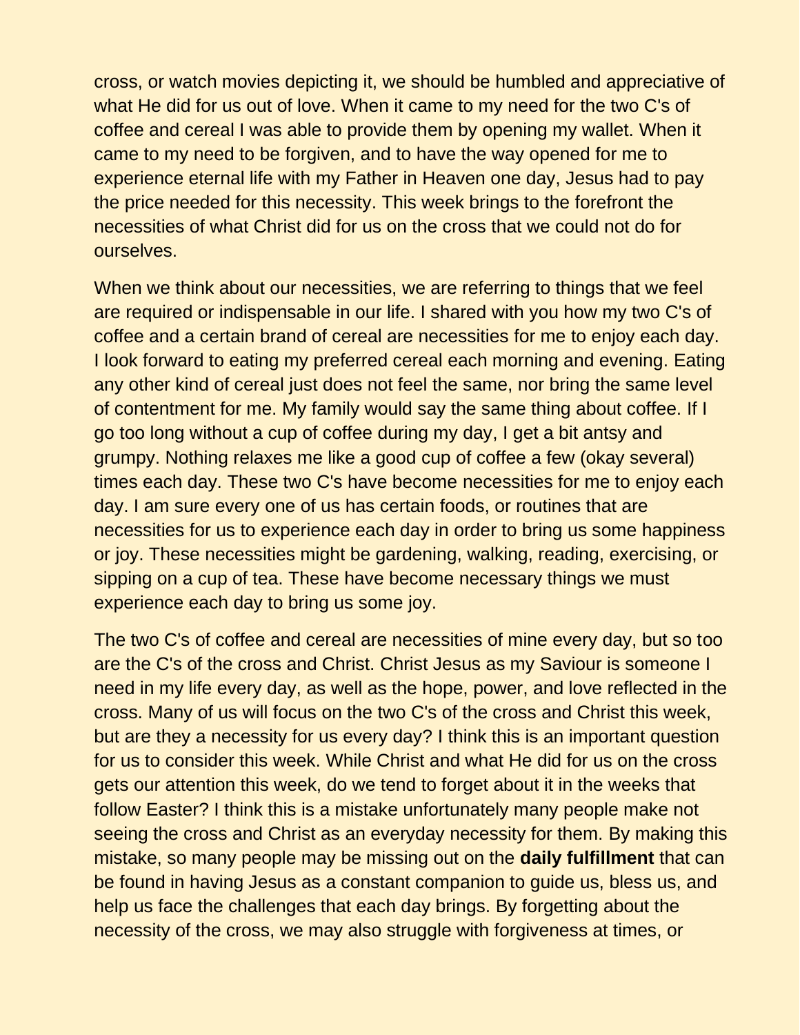cross, or watch movies depicting it, we should be humbled and appreciative of what He did for us out of love. When it came to my need for the two C's of coffee and cereal I was able to provide them by opening my wallet. When it came to my need to be forgiven, and to have the way opened for me to experience eternal life with my Father in Heaven one day, Jesus had to pay the price needed for this necessity. This week brings to the forefront the necessities of what Christ did for us on the cross that we could not do for ourselves.

When we think about our necessities, we are referring to things that we feel are required or indispensable in our life. I shared with you how my two C's of coffee and a certain brand of cereal are necessities for me to enjoy each day. I look forward to eating my preferred cereal each morning and evening. Eating any other kind of cereal just does not feel the same, nor bring the same level of contentment for me. My family would say the same thing about coffee. If I go too long without a cup of coffee during my day, I get a bit antsy and grumpy. Nothing relaxes me like a good cup of coffee a few (okay several) times each day. These two C's have become necessities for me to enjoy each day. I am sure every one of us has certain foods, or routines that are necessities for us to experience each day in order to bring us some happiness or joy. These necessities might be gardening, walking, reading, exercising, or sipping on a cup of tea. These have become necessary things we must experience each day to bring us some joy.

The two C's of coffee and cereal are necessities of mine every day, but so too are the C's of the cross and Christ. Christ Jesus as my Saviour is someone I need in my life every day, as well as the hope, power, and love reflected in the cross. Many of us will focus on the two C's of the cross and Christ this week, but are they a necessity for us every day? I think this is an important question for us to consider this week. While Christ and what He did for us on the cross gets our attention this week, do we tend to forget about it in the weeks that follow Easter? I think this is a mistake unfortunately many people make not seeing the cross and Christ as an everyday necessity for them. By making this mistake, so many people may be missing out on the **daily fulfillment** that can be found in having Jesus as a constant companion to guide us, bless us, and help us face the challenges that each day brings. By forgetting about the necessity of the cross, we may also struggle with forgiveness at times, or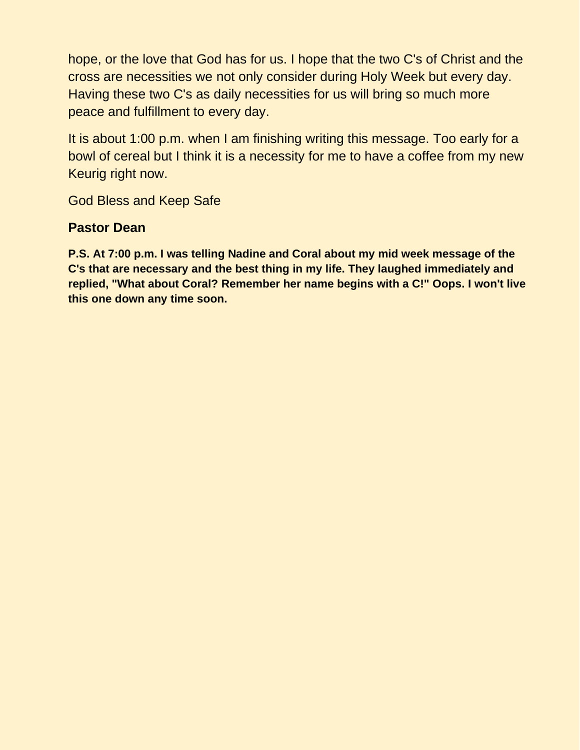hope, or the love that God has for us. I hope that the two C's of Christ and the cross are necessities we not only consider during Holy Week but every day. Having these two C's as daily necessities for us will bring so much more peace and fulfillment to every day.

It is about 1:00 p.m. when I am finishing writing this message. Too early for a bowl of cereal but I think it is a necessity for me to have a coffee from my new Keurig right now.

God Bless and Keep Safe

**Pastor Dean**

**P.S. At 7:00 p.m. I was telling Nadine and Coral about my mid week message of the C's that are necessary and the best thing in my life. They laughed immediately and replied, "What about Coral? Remember her name begins with a C!" Oops. I won't live this one down any time soon.**